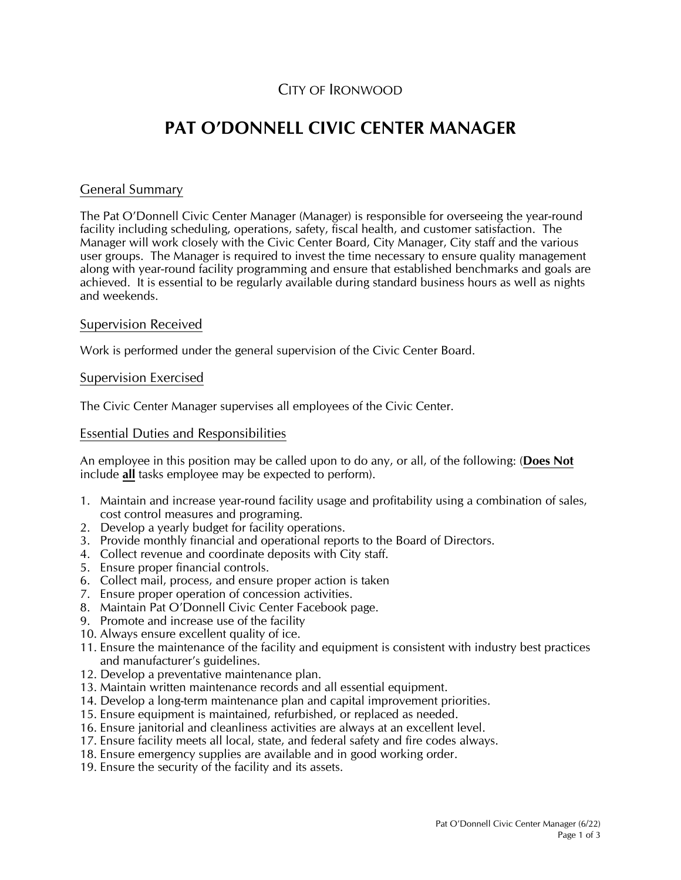CITY OF IRONWOOD

# PAT O'DONNELL CIVIC CENTER MANAGER

## General Summary

The Pat O'Donnell Civic Center Manager (Manager) is responsible for overseeing the year-round facility including scheduling, operations, safety, fiscal health, and customer satisfaction. The Manager will work closely with the Civic Center Board, City Manager, City staff and the various user groups. The Manager is required to invest the time necessary to ensure quality management along with year-round facility programming and ensure that established benchmarks and goals are achieved. It is essential to be regularly available during standard business hours as well as nights and weekends.

## Supervision Received

Work is performed under the general supervision of the Civic Center Board.

## Supervision Exercised

The Civic Center Manager supervises all employees of the Civic Center.

## Essential Duties and Responsibilities

An employee in this position may be called upon to do any, or all, of the following: (**Does Not** include **all** tasks employee may be expected to perform).

1. Maintain and increase year-round facility usage and profitability using a combination of sales, cost control measures and programing.
2. Develop a yearly budget for facility operations.
3. Provide monthly financial and operational reports to the Board of Directors.
4. Collect revenue and coordinate deposits with City staff.
5. Ensure proper financial controls.
6. Collect mail, process, and ensure proper action is taken
7. Ensure proper operation of concession activities.
8. Maintain Pat O'Donnell Civic Center Facebook page.
9. Promote and increase use of the facility
10. Always ensure excellent quality of ice.
11. Ensure the maintenance of the facility and equipment is consistent with industry best practices and manufacturer's guidelines.
12. Develop a preventative maintenance plan.
13. Maintain written maintenance records and all essential equipment.
14. Develop a long-term maintenance plan and capital improvement priorities.
15. Ensure equipment is maintained, refurbished, or replaced as needed.
16. Ensure janitorial and cleanliness activities are always at an excellent level.
17. Ensure facility meets all local, state, and federal safety and fire codes always.
18. Ensure emergency supplies are available and in good working order.
19. Ensure the security of the facility and its assets.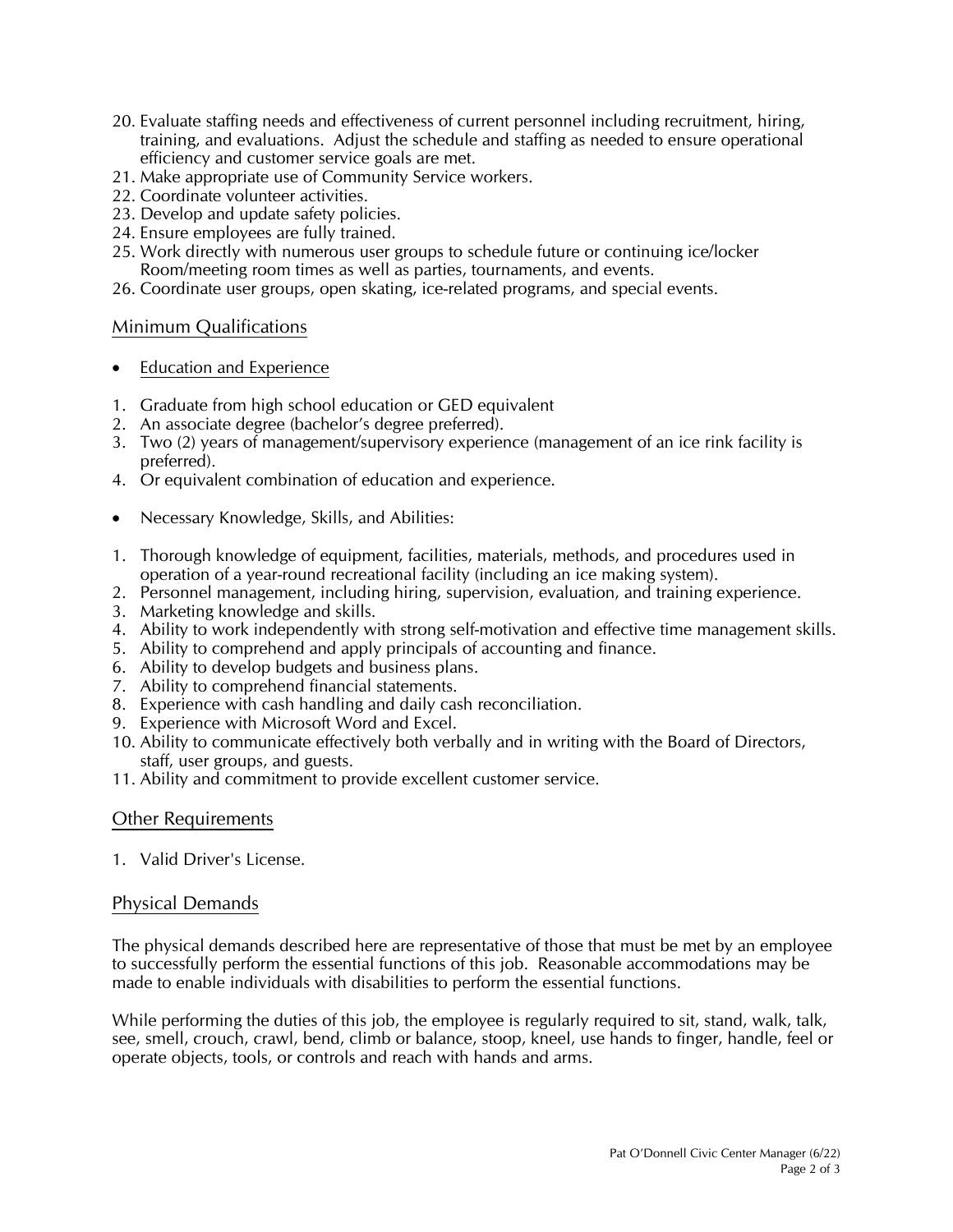20. Evaluate staffing needs and effectiveness of current personnel including recruitment, hiring, training, and evaluations. Adjust the schedule and staffing as needed to ensure operational efficiency and customer service goals are met.
21. Make appropriate use of Community Service workers.
22. Coordinate volunteer activities.
23. Develop and update safety policies.
24. Ensure employees are fully trained.
25. Work directly with numerous user groups to schedule future or continuing ice/locker Room/meeting room times as well as parties, tournaments, and events.
26. Coordinate user groups, open skating, ice-related programs, and special events.

## Minimum Qualifications

- Education and Experience

1. Graduate from high school education or GED equivalent
2. An associate degree (bachelor's degree preferred).
3. Two (2) years of management/supervisory experience (management of an ice rink facility is preferred).
4. Or equivalent combination of education and experience.

- Necessary Knowledge, Skills, and Abilities:

1. Thorough knowledge of equipment, facilities, materials, methods, and procedures used in operation of a year-round recreational facility (including an ice making system).
2. Personnel management, including hiring, supervision, evaluation, and training experience.
3. Marketing knowledge and skills.
4. Ability to work independently with strong self-motivation and effective time management skills.
5. Ability to comprehend and apply principals of accounting and finance.
6. Ability to develop budgets and business plans.
7. Ability to comprehend financial statements.
8. Experience with cash handling and daily cash reconciliation.
9. Experience with Microsoft Word and Excel.
10. Ability to communicate effectively both verbally and in writing with the Board of Directors, staff, user groups, and guests.
11. Ability and commitment to provide excellent customer service.

## Other Requirements

1. Valid Driver's License.

## Physical Demands

The physical demands described here are representative of those that must be met by an employee to successfully perform the essential functions of this job. Reasonable accommodations may be made to enable individuals with disabilities to perform the essential functions.

While performing the duties of this job, the employee is regularly required to sit, stand, walk, talk, see, smell, crouch, crawl, bend, climb or balance, stoop, kneel, use hands to finger, handle, feel or operate objects, tools, or controls and reach with hands and arms.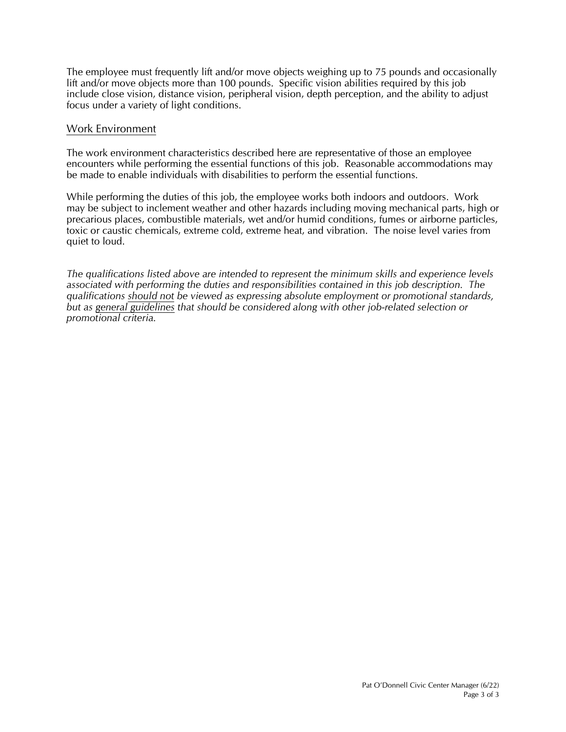The employee must frequently lift and/or move objects weighing up to 75 pounds and occasionally lift and/or move objects more than 100 pounds. Specific vision abilities required by this job include close vision, distance vision, peripheral vision, depth perception, and the ability to adjust focus under a variety of light conditions.

## Work Environment

The work environment characteristics described here are representative of those an employee encounters while performing the essential functions of this job. Reasonable accommodations may be made to enable individuals with disabilities to perform the essential functions.

While performing the duties of this job, the employee works both indoors and outdoors. Work may be subject to inclement weather and other hazards including moving mechanical parts, high or precarious places, combustible materials, wet and/or humid conditions, fumes or airborne particles, toxic or caustic chemicals, extreme cold, extreme heat, and vibration. The noise level varies from quiet to loud.

*The qualifications listed above are intended to represent the minimum skills and experience levels associated with performing the duties and responsibilities contained in this job description. The qualifications <u>should not</u> be viewed as expressing absolute employment or promotional standards, but as <u>general guidelines</u> that should be considered along with other job-related selection or promotional criteria.*